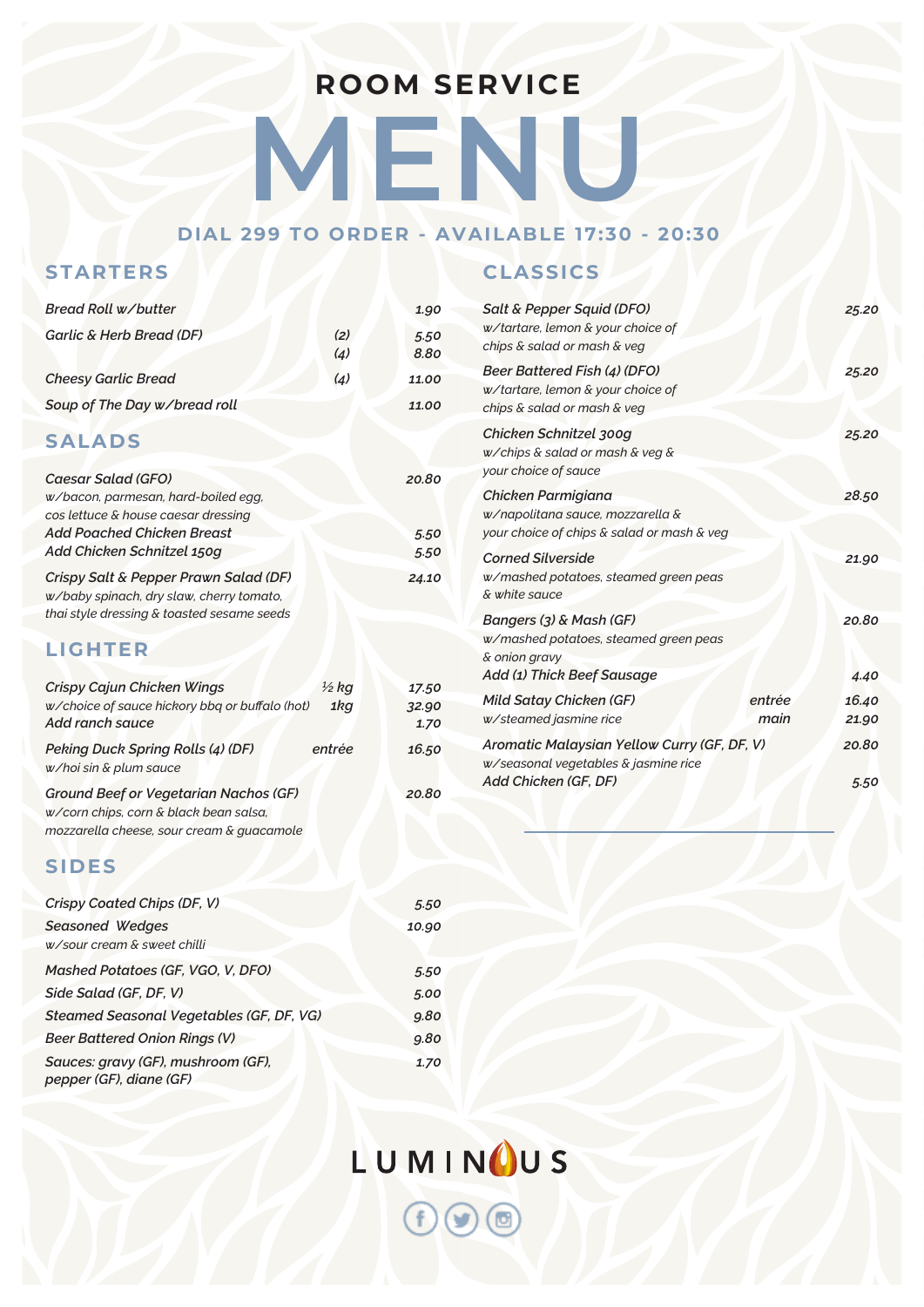# ROOM SERVICE MENU

**DIAL 299 TO ORDER - AVAILABLE 17:30 - 20:30**

## STARTERS

| Item | Size | Price |
|---|---|---|
| *Bread Roll w/butter* | | 1.90 |
| *Garlic & Herb Bread (DF)* | (2) | 5.50 |
| | (4) | 8.80 |
| *Cheesy Garlic Bread* | (4) | 11.00 |
| *Soup of The Day w/bread roll* | | 11.00 |

## SALADS

| Item | Price |
|---|---|
| *Caesar Salad (GFO)*<br>w/bacon, parmesan, hard-boiled egg, cos lettuce & house caesar dressing | 20.80 |
| *Add Poached Chicken Breast* | 5.50 |
| *Add Chicken Schnitzel 150g* | 5.50 |
| *Crispy Salt & Pepper Prawn Salad (DF)*<br>w/baby spinach, dry slaw, cherry tomato, thai style dressing & toasted sesame seeds | 24.10 |

## LIGHTER

| Item | Size | Price |
|---|---|---|
| *Crispy Cajun Chicken Wings*<br>w/choice of sauce hickory bbq or buffalo (hot) | ½ kg | 17.50 |
| | 1kg | 32.90 |
| *Add ranch sauce* | | 1.70 |
| *Peking Duck Spring Rolls (4) (DF)*<br>w/hoi sin & plum sauce | entrée | 16.50 |
| *Ground Beef or Vegetarian Nachos (GF)*<br>w/corn chips, corn & black bean salsa, mozzarella cheese, sour cream & guacamole | | 20.80 |

## SIDES

| Item | Price |
|---|---|
| *Crispy Coated Chips (DF, V)* | 5.50 |
| *Seasoned Wedges*<br>w/sour cream & sweet chilli | 10.90 |
| *Mashed Potatoes (GF, VGO, V, DFO)* | 5.50 |
| *Side Salad (GF, DF, V)* | 5.00 |
| *Steamed Seasonal Vegetables (GF, DF, VG)* | 9.80 |
| *Beer Battered Onion Rings (V)* | 9.80 |
| *Sauces: gravy (GF), mushroom (GF), pepper (GF), diane (GF)* | 1.70 |

## CLASSICS

| Item | Size | Price |
|---|---|---|
| *Salt & Pepper Squid (DFO)*<br>w/tartare, lemon & your choice of chips & salad or mash & veg | | 25.20 |
| *Beer Battered Fish (4) (DFO)*<br>w/tartare, lemon & your choice of chips & salad or mash & veg | | 25.20 |
| *Chicken Schnitzel 300g*<br>w/chips & salad or mash & veg & your choice of sauce | | 25.20 |
| *Chicken Parmigiana*<br>w/napolitana sauce, mozzarella & your choice of chips & salad or mash & veg | | 28.50 |
| *Corned Silverside*<br>w/mashed potatoes, steamed green peas & white sauce | | 21.90 |
| *Bangers (3) & Mash (GF)*<br>w/mashed potatoes, steamed green peas & onion gravy | | 20.80 |
| *Add (1) Thick Beef Sausage* | | 4.40 |
| *Mild Satay Chicken (GF)*<br>w/steamed jasmine rice | entrée | 16.40 |
| | main | 21.90 |
| *Aromatic Malaysian Yellow Curry (GF, DF, V)*<br>w/seasonal vegetables & jasmine rice | | 20.80 |
| *Add Chicken (GF, DF)* | | 5.50 |

LUMINOUS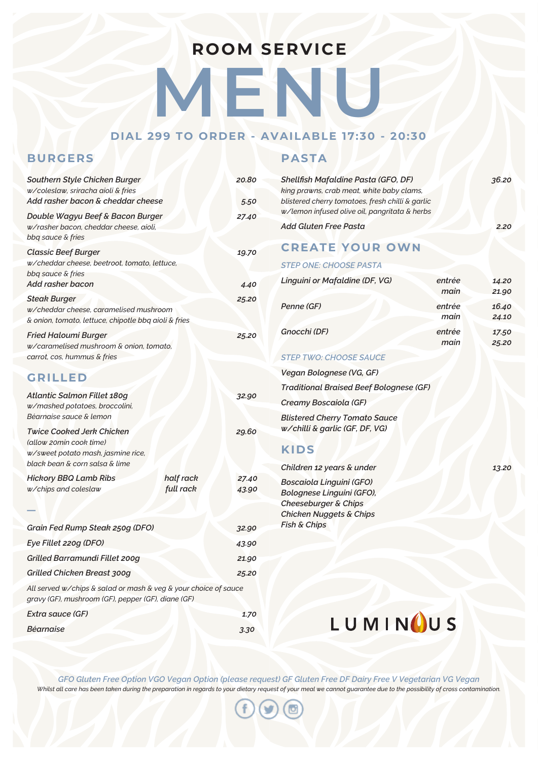# ROOM SERVICE MENU

**DIAL 299 TO ORDER - AVAILABLE 17:30 - 20:30**

## BURGERS

*Southern Style Chicken Burger* — 20.80
*w/coleslaw, sriracha aioli & fries*
*Add rasher bacon & cheddar cheese* — 5.50

*Double Wagyu Beef & Bacon Burger* — 27.40
*w/rasher bacon, cheddar cheese, aioli, bbq sauce & fries*

*Classic Beef Burger* — 19.70
*w/cheddar cheese, beetroot, tomato, lettuce, bbq sauce & fries*
*Add rasher bacon* — 4.40

*Steak Burger* — 25.20
*w/cheddar cheese, caramelised mushroom & onion, tomato, lettuce, chipotle bbq aioli & fries*

*Fried Haloumi Burger* — 25.20
*w/caramelised mushroom & onion, tomato, carrot, cos, hummus & fries*

## GRILLED

*Atlantic Salmon Fillet 180g* — 32.90
*w/mashed potatoes, broccolini, Béarnaise sauce & lemon*

*Twice Cooked Jerk Chicken* — 29.60
*(allow 20min cook time)*
*w/sweet potato mash, jasmine rice, black bean & corn salsa & lime*

*Hickory BBQ Lamb Ribs* — half rack 27.40 / full rack 43.90
*w/chips and coleslaw*

—

*Grain Fed Rump Steak 250g (DFO)* — 32.90
*Eye Fillet 220g (DFO)* — 43.90
*Grilled Barramundi Fillet 200g* — 21.90
*Grilled Chicken Breast 300g* — 25.20

*All served w/chips & salad or mash & veg & your choice of sauce gravy (GF), mushroom (GF), pepper (GF), diane (GF)*

*Extra sauce (GF)* — 1.70
*Béarnaise* — 3.30

## PASTA

*Shellfish Mafaldine Pasta (GFO, DF)* — 36.20
*king prawns, crab meat, white baby clams, blistered cherry tomatoes, fresh chilli & garlic w/lemon infused olive oil, pangritata & herbs*
*Add Gluten Free Pasta* — 2.20

## CREATE YOUR OWN

*STEP ONE: CHOOSE PASTA*

| | | |
|---|---|---|
| *Linguini or Mafaldine (DF, VG)* | entrée | 14.20 |
| | main | 21.90 |
| *Penne (GF)* | entrée | 16.40 |
| | main | 24.10 |
| *Gnocchi (DF)* | entrée | 17.50 |
| | main | 25.20 |

*STEP TWO: CHOOSE SAUCE*

*Vegan Bolognese (VG, GF)*
*Traditional Braised Beef Bolognese (GF)*
*Creamy Boscaiola (GF)*
*Blistered Cherry Tomato Sauce w/chilli & garlic (GF, DF, VG)*

## KIDS

*Children 12 years & under* — 13.20

*Boscaiola Linguini (GFO)*
*Bolognese Linguini (GFO),*
*Cheeseburger & Chips*
*Chicken Nuggets & Chips*
*Fish & Chips*

LUMINOUS

*GFO Gluten Free Option VGO Vegan Option (please request) GF Gluten Free DF Dairy Free V Vegetarian VG Vegan*

*Whilst all care has been taken during the preparation in regards to your dietary request of your meal we cannot guarantee due to the possibility of cross contamination.*